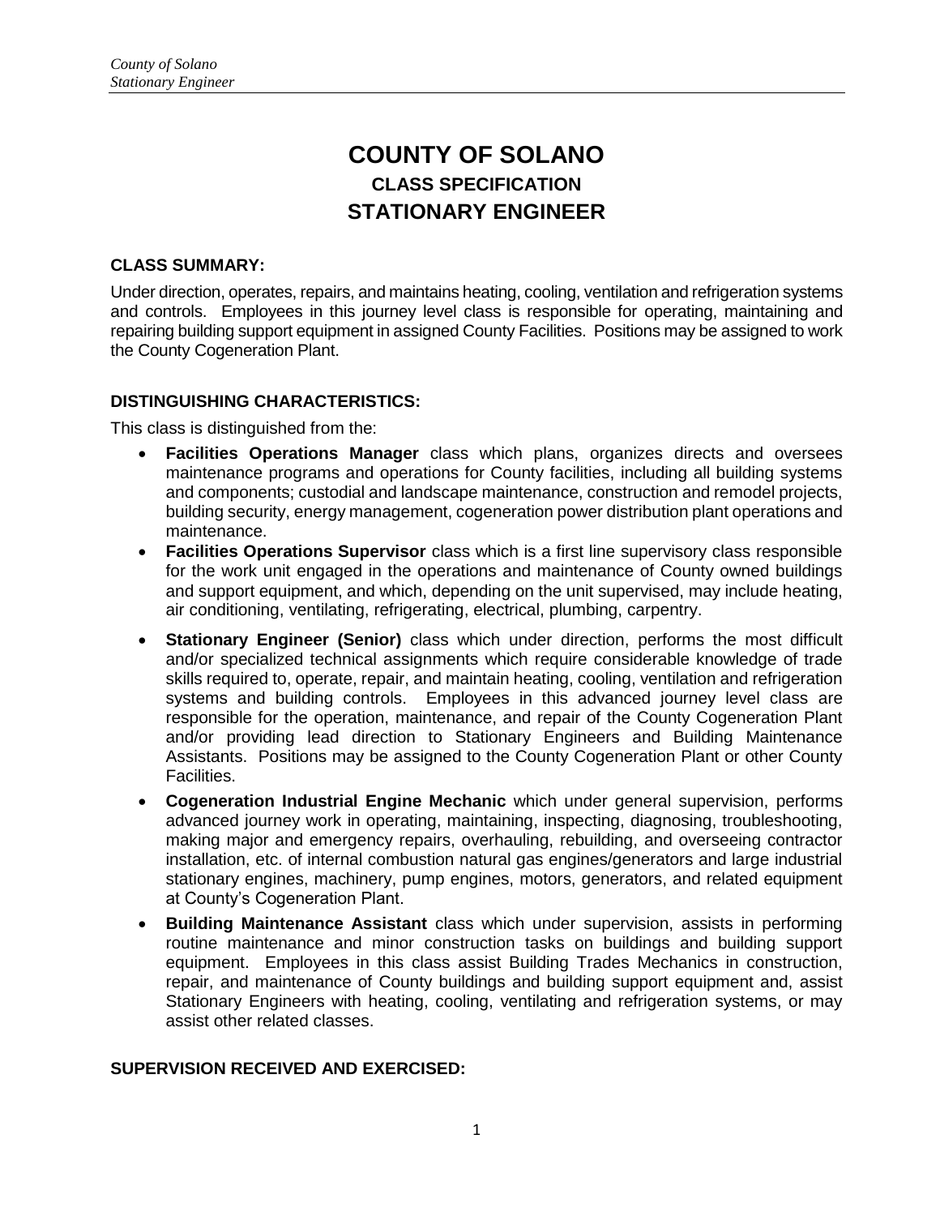# COUNTY OF SOLANO

## CLASS SPECIFICATION

## STATIONARY ENGINEER

### CLASS SUMMARY:

Under direction, operates, repairs, and maintains heating, cooling, ventilation and refrigeration systems and controls. Employees in this journey level class is responsible for operating, maintaining and repairing building support equipment in assigned County Facilities. Positions may be assigned to work the County Cogeneration Plant.

### DISTINGUISHING CHARACTERISTICS:

This class is distinguished from the:

- **Facilities Operations Manager** class which plans, organizes directs and oversees maintenance programs and operations for County facilities, including all building systems and components; custodial and landscape maintenance, construction and remodel projects, building security, energy management, cogeneration power distribution plant operations and maintenance.
- **Facilities Operations Supervisor** class which is a first line supervisory class responsible for the work unit engaged in the operations and maintenance of County owned buildings and support equipment, and which, depending on the unit supervised, may include heating, air conditioning, ventilating, refrigerating, electrical, plumbing, carpentry.
- **Stationary Engineer (Senior)** class which under direction, performs the most difficult and/or specialized technical assignments which require considerable knowledge of trade skills required to, operate, repair, and maintain heating, cooling, ventilation and refrigeration systems and building controls. Employees in this advanced journey level class are responsible for the operation, maintenance, and repair of the County Cogeneration Plant and/or providing lead direction to Stationary Engineers and Building Maintenance Assistants. Positions may be assigned to the County Cogeneration Plant or other County Facilities.
- **Cogeneration Industrial Engine Mechanic** which under general supervision, performs advanced journey work in operating, maintaining, inspecting, diagnosing, troubleshooting, making major and emergency repairs, overhauling, rebuilding, and overseeing contractor installation, etc. of internal combustion natural gas engines/generators and large industrial stationary engines, machinery, pump engines, motors, generators, and related equipment at County's Cogeneration Plant.
- **Building Maintenance Assistant** class which under supervision, assists in performing routine maintenance and minor construction tasks on buildings and building support equipment. Employees in this class assist Building Trades Mechanics in construction, repair, and maintenance of County buildings and building support equipment and, assist Stationary Engineers with heating, cooling, ventilating and refrigeration systems, or may assist other related classes.

### SUPERVISION RECEIVED AND EXERCISED: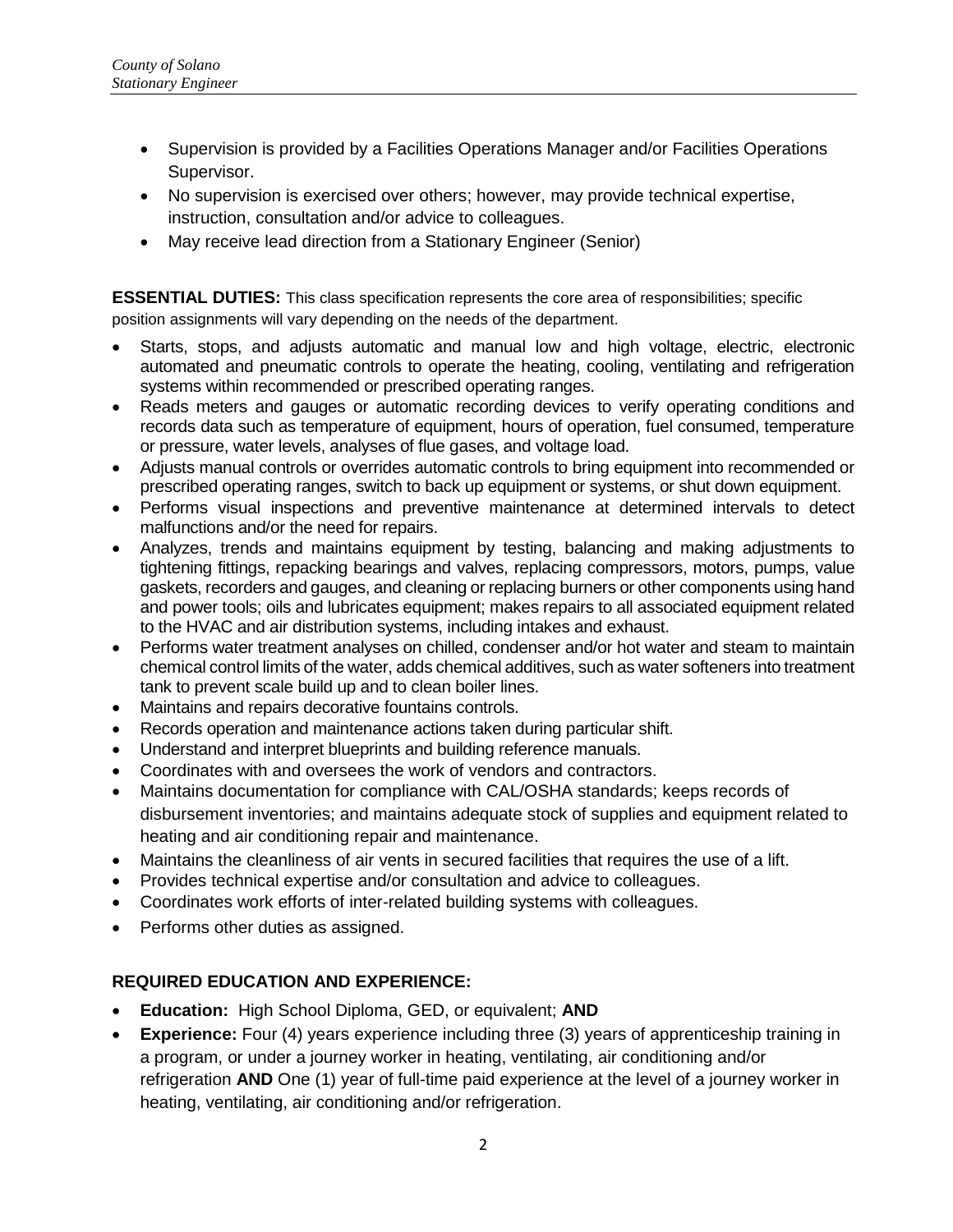- Supervision is provided by a Facilities Operations Manager and/or Facilities Operations Supervisor.
- No supervision is exercised over others; however, may provide technical expertise, instruction, consultation and/or advice to colleagues.
- May receive lead direction from a Stationary Engineer (Senior)

**ESSENTIAL DUTIES:** This class specification represents the core area of responsibilities; specific position assignments will vary depending on the needs of the department.

- Starts, stops, and adjusts automatic and manual low and high voltage, electric, electronic automated and pneumatic controls to operate the heating, cooling, ventilating and refrigeration systems within recommended or prescribed operating ranges.
- Reads meters and gauges or automatic recording devices to verify operating conditions and records data such as temperature of equipment, hours of operation, fuel consumed, temperature or pressure, water levels, analyses of flue gases, and voltage load.
- Adjusts manual controls or overrides automatic controls to bring equipment into recommended or prescribed operating ranges, switch to back up equipment or systems, or shut down equipment.
- Performs visual inspections and preventive maintenance at determined intervals to detect malfunctions and/or the need for repairs.
- Analyzes, trends and maintains equipment by testing, balancing and making adjustments to tightening fittings, repacking bearings and valves, replacing compressors, motors, pumps, value gaskets, recorders and gauges, and cleaning or replacing burners or other components using hand and power tools; oils and lubricates equipment; makes repairs to all associated equipment related to the HVAC and air distribution systems, including intakes and exhaust.
- Performs water treatment analyses on chilled, condenser and/or hot water and steam to maintain chemical control limits of the water, adds chemical additives, such as water softeners into treatment tank to prevent scale build up and to clean boiler lines.
- Maintains and repairs decorative fountains controls.
- Records operation and maintenance actions taken during particular shift.
- Understand and interpret blueprints and building reference manuals.
- Coordinates with and oversees the work of vendors and contractors.
- Maintains documentation for compliance with CAL/OSHA standards; keeps records of disbursement inventories; and maintains adequate stock of supplies and equipment related to heating and air conditioning repair and maintenance.
- Maintains the cleanliness of air vents in secured facilities that requires the use of a lift.
- Provides technical expertise and/or consultation and advice to colleagues.
- Coordinates work efforts of inter-related building systems with colleagues.
- Performs other duties as assigned.

**REQUIRED EDUCATION AND EXPERIENCE:**

- **Education:** High School Diploma, GED, or equivalent; **AND**
- **Experience:** Four (4) years experience including three (3) years of apprenticeship training in a program, or under a journey worker in heating, ventilating, air conditioning and/or refrigeration **AND** One (1) year of full-time paid experience at the level of a journey worker in heating, ventilating, air conditioning and/or refrigeration.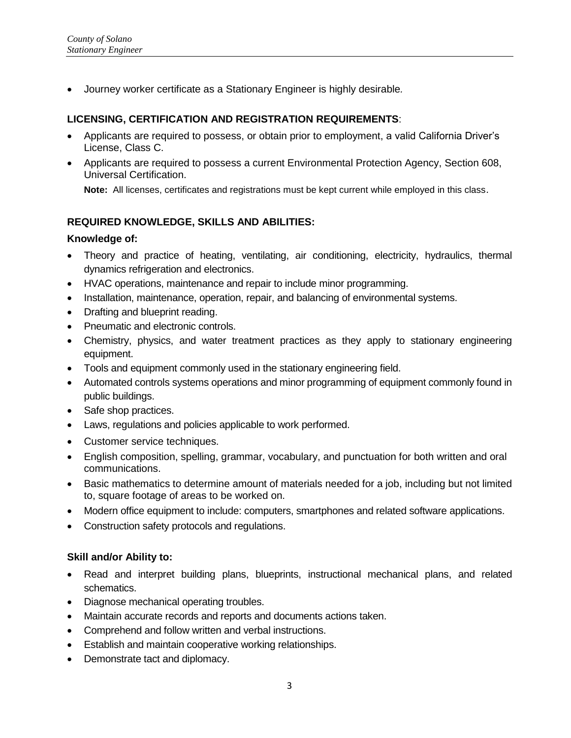- Journey worker certificate as a Stationary Engineer is highly desirable.

**LICENSING, CERTIFICATION AND REGISTRATION REQUIREMENTS**:

- Applicants are required to possess, or obtain prior to employment, a valid California Driver's License, Class C.
- Applicants are required to possess a current Environmental Protection Agency, Section 608, Universal Certification.

  **Note:** All licenses, certificates and registrations must be kept current while employed in this class.

**REQUIRED KNOWLEDGE, SKILLS AND ABILITIES:**

**Knowledge of:**

- Theory and practice of heating, ventilating, air conditioning, electricity, hydraulics, thermal dynamics refrigeration and electronics.
- HVAC operations, maintenance and repair to include minor programming.
- Installation, maintenance, operation, repair, and balancing of environmental systems.
- Drafting and blueprint reading.
- Pneumatic and electronic controls.
- Chemistry, physics, and water treatment practices as they apply to stationary engineering equipment.
- Tools and equipment commonly used in the stationary engineering field.
- Automated controls systems operations and minor programming of equipment commonly found in public buildings.
- Safe shop practices.
- Laws, regulations and policies applicable to work performed.
- Customer service techniques.
- English composition, spelling, grammar, vocabulary, and punctuation for both written and oral communications.
- Basic mathematics to determine amount of materials needed for a job, including but not limited to, square footage of areas to be worked on.
- Modern office equipment to include: computers, smartphones and related software applications.
- Construction safety protocols and regulations.

**Skill and/or Ability to:**

- Read and interpret building plans, blueprints, instructional mechanical plans, and related schematics.
- Diagnose mechanical operating troubles.
- Maintain accurate records and reports and documents actions taken.
- Comprehend and follow written and verbal instructions.
- Establish and maintain cooperative working relationships.
- Demonstrate tact and diplomacy.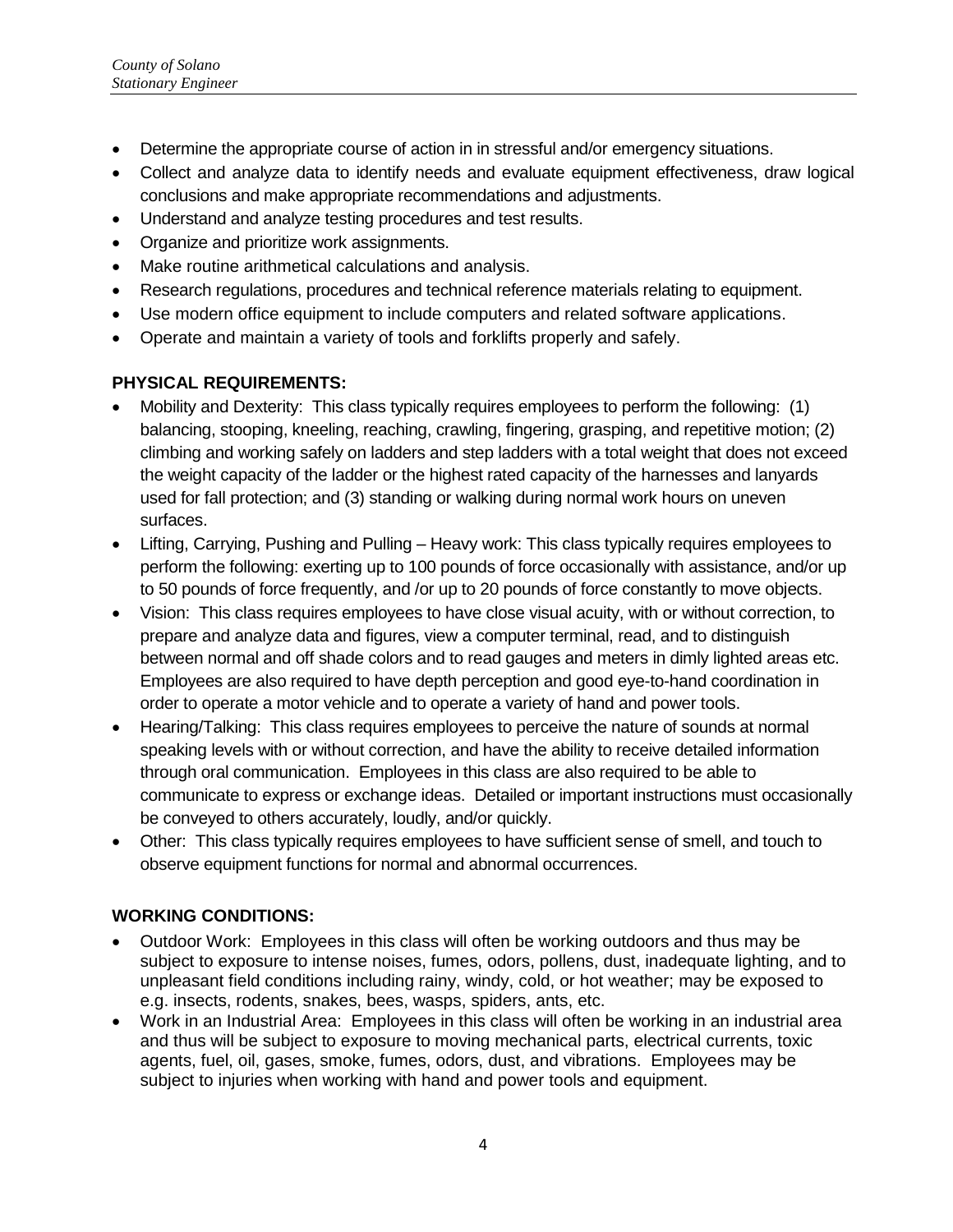- Determine the appropriate course of action in in stressful and/or emergency situations.
- Collect and analyze data to identify needs and evaluate equipment effectiveness, draw logical conclusions and make appropriate recommendations and adjustments.
- Understand and analyze testing procedures and test results.
- Organize and prioritize work assignments.
- Make routine arithmetical calculations and analysis.
- Research regulations, procedures and technical reference materials relating to equipment.
- Use modern office equipment to include computers and related software applications.
- Operate and maintain a variety of tools and forklifts properly and safely.

**PHYSICAL REQUIREMENTS:**

- Mobility and Dexterity: This class typically requires employees to perform the following: (1) balancing, stooping, kneeling, reaching, crawling, fingering, grasping, and repetitive motion; (2) climbing and working safely on ladders and step ladders with a total weight that does not exceed the weight capacity of the ladder or the highest rated capacity of the harnesses and lanyards used for fall protection; and (3) standing or walking during normal work hours on uneven surfaces.
- Lifting, Carrying, Pushing and Pulling – Heavy work: This class typically requires employees to perform the following: exerting up to 100 pounds of force occasionally with assistance, and/or up to 50 pounds of force frequently, and /or up to 20 pounds of force constantly to move objects.
- Vision: This class requires employees to have close visual acuity, with or without correction, to prepare and analyze data and figures, view a computer terminal, read, and to distinguish between normal and off shade colors and to read gauges and meters in dimly lighted areas etc. Employees are also required to have depth perception and good eye-to-hand coordination in order to operate a motor vehicle and to operate a variety of hand and power tools.
- Hearing/Talking: This class requires employees to perceive the nature of sounds at normal speaking levels with or without correction, and have the ability to receive detailed information through oral communication. Employees in this class are also required to be able to communicate to express or exchange ideas. Detailed or important instructions must occasionally be conveyed to others accurately, loudly, and/or quickly.
- Other: This class typically requires employees to have sufficient sense of smell, and touch to observe equipment functions for normal and abnormal occurrences.

**WORKING CONDITIONS:**

- Outdoor Work: Employees in this class will often be working outdoors and thus may be subject to exposure to intense noises, fumes, odors, pollens, dust, inadequate lighting, and to unpleasant field conditions including rainy, windy, cold, or hot weather; may be exposed to e.g. insects, rodents, snakes, bees, wasps, spiders, ants, etc.
- Work in an Industrial Area: Employees in this class will often be working in an industrial area and thus will be subject to exposure to moving mechanical parts, electrical currents, toxic agents, fuel, oil, gases, smoke, fumes, odors, dust, and vibrations. Employees may be subject to injuries when working with hand and power tools and equipment.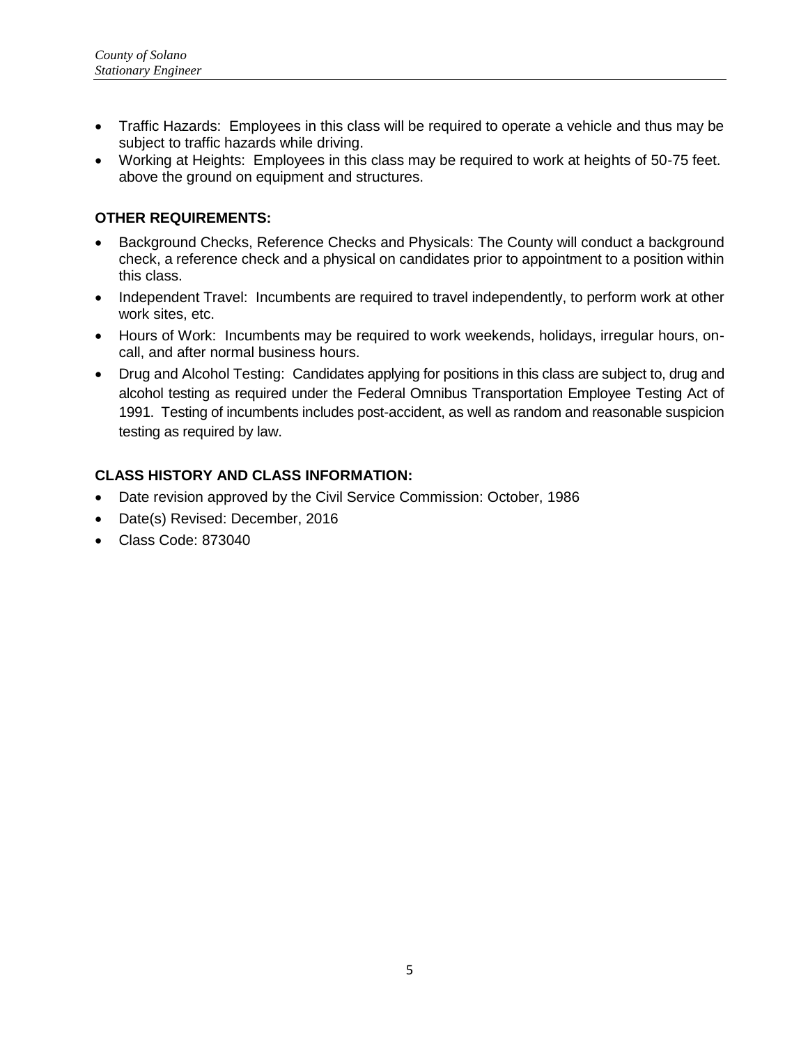- Traffic Hazards: Employees in this class will be required to operate a vehicle and thus may be subject to traffic hazards while driving.
- Working at Heights: Employees in this class may be required to work at heights of 50-75 feet. above the ground on equipment and structures.

**OTHER REQUIREMENTS:**

- Background Checks, Reference Checks and Physicals: The County will conduct a background check, a reference check and a physical on candidates prior to appointment to a position within this class.
- Independent Travel: Incumbents are required to travel independently, to perform work at other work sites, etc.
- Hours of Work: Incumbents may be required to work weekends, holidays, irregular hours, on-call, and after normal business hours.
- Drug and Alcohol Testing: Candidates applying for positions in this class are subject to, drug and alcohol testing as required under the Federal Omnibus Transportation Employee Testing Act of 1991. Testing of incumbents includes post-accident, as well as random and reasonable suspicion testing as required by law.

**CLASS HISTORY AND CLASS INFORMATION:**

- Date revision approved by the Civil Service Commission: October, 1986
- Date(s) Revised: December, 2016
- Class Code: 873040